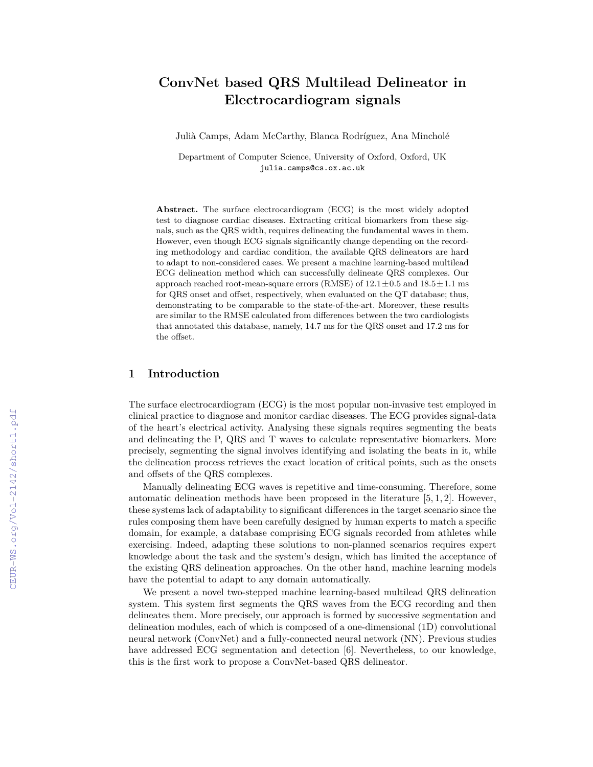# ConvNet based QRS Multilead Delineator in Electrocardiogram signals

Julià Camps, Adam McCarthy, Blanca Rodríguez, Ana Mincholé

Department of Computer Science, University of Oxford, Oxford, UK
julia.camps@cs.ox.ac.uk

**Abstract.** The surface electrocardiogram (ECG) is the most widely adopted test to diagnose cardiac diseases. Extracting critical biomarkers from these signals, such as the QRS width, requires delineating the fundamental waves in them. However, even though ECG signals significantly change depending on the recording methodology and cardiac condition, the available QRS delineators are hard to adapt to non-considered cases. We present a machine learning-based multilead ECG delineation method which can successfully delineate QRS complexes. Our approach reached root-mean-square errors (RMSE) of $12.1 \pm 0.5$ and $18.5 \pm 1.1$ ms for QRS onset and offset, respectively, when evaluated on the QT database; thus, demonstrating to be comparable to the state-of-the-art. Moreover, these results are similar to the RMSE calculated from differences between the two cardiologists that annotated this database, namely, 14.7 ms for the QRS onset and 17.2 ms for the offset.

## 1 Introduction

The surface electrocardiogram (ECG) is the most popular non-invasive test employed in clinical practice to diagnose and monitor cardiac diseases. The ECG provides signal-data of the heart's electrical activity. Analysing these signals requires segmenting the beats and delineating the P, QRS and T waves to calculate representative biomarkers. More precisely, segmenting the signal involves identifying and isolating the beats in it, while the delineation process retrieves the exact location of critical points, such as the onsets and offsets of the QRS complexes.

Manually delineating ECG waves is repetitive and time-consuming. Therefore, some automatic delineation methods have been proposed in the literature [5, 1, 2]. However, these systems lack of adaptability to significant differences in the target scenario since the rules composing them have been carefully designed by human experts to match a specific domain, for example, a database comprising ECG signals recorded from athletes while exercising. Indeed, adapting these solutions to non-planned scenarios requires expert knowledge about the task and the system's design, which has limited the acceptance of the existing QRS delineation approaches. On the other hand, machine learning models have the potential to adapt to any domain automatically.

We present a novel two-stepped machine learning-based multilead QRS delineation system. This system first segments the QRS waves from the ECG recording and then delineates them. More precisely, our approach is formed by successive segmentation and delineation modules, each of which is composed of a one-dimensional (1D) convolutional neural network (ConvNet) and a fully-connected neural network (NN). Previous studies have addressed ECG segmentation and detection [6]. Nevertheless, to our knowledge, this is the first work to propose a ConvNet-based QRS delineator.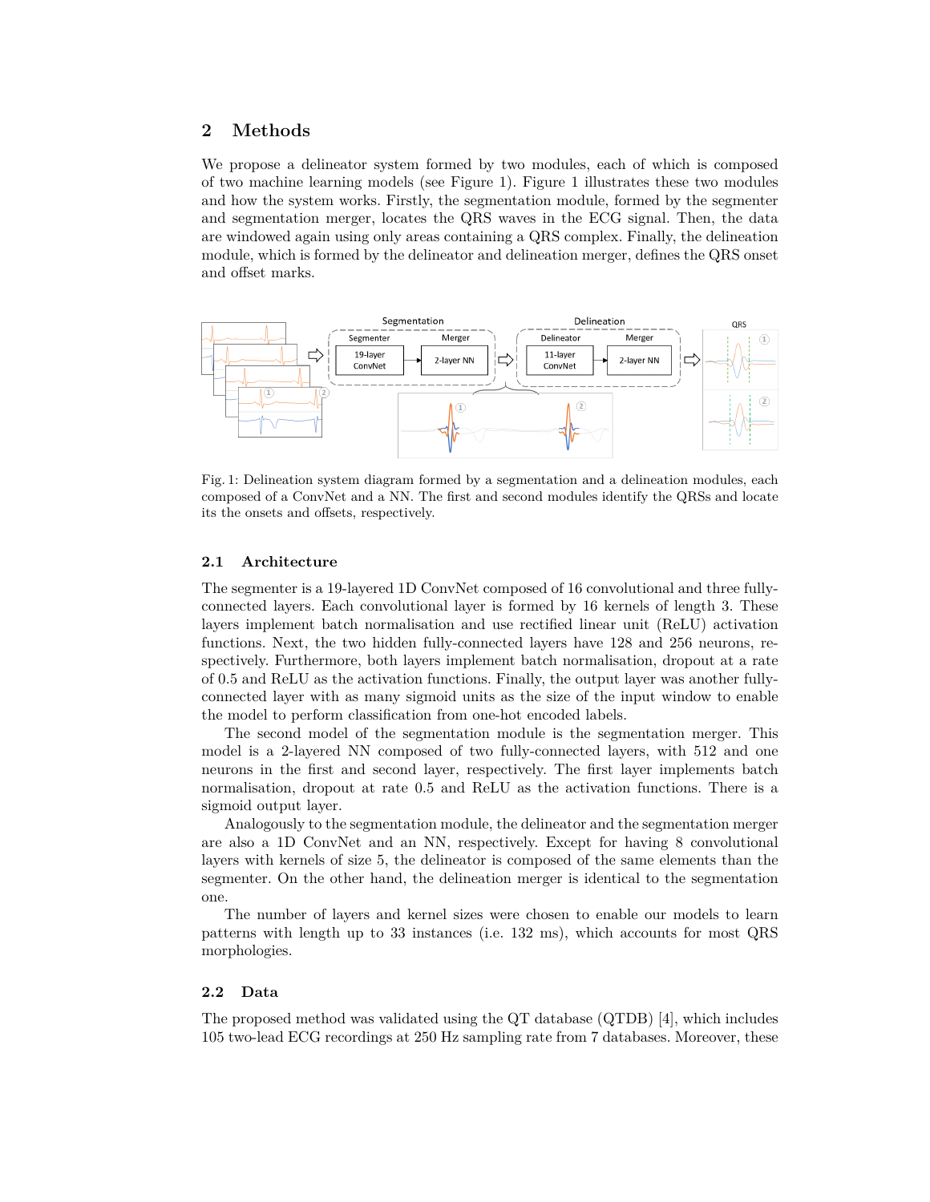## 2 Methods

We propose a delineator system formed by two modules, each of which is composed of two machine learning models (see Figure 1). Figure 1 illustrates these two modules and how the system works. Firstly, the segmentation module, formed by the segmenter and segmentation merger, locates the QRS waves in the ECG signal. Then, the data are windowed again using only areas containing a QRS complex. Finally, the delineation module, which is formed by the delineator and delineation merger, defines the QRS onset and offset marks.

Fig. 1: Delineation system diagram formed by a segmentation and a delineation modules, each composed of a ConvNet and a NN. The first and second modules identify the QRSs and locate its the onsets and offsets, respectively.

### 2.1 Architecture

The segmenter is a 19-layered 1D ConvNet composed of 16 convolutional and three fully-connected layers. Each convolutional layer is formed by 16 kernels of length 3. These layers implement batch normalisation and use rectified linear unit (ReLU) activation functions. Next, the two hidden fully-connected layers have 128 and 256 neurons, respectively. Furthermore, both layers implement batch normalisation, dropout at a rate of 0.5 and ReLU as the activation functions. Finally, the output layer was another fully-connected layer with as many sigmoid units as the size of the input window to enable the model to perform classification from one-hot encoded labels.

The second model of the segmentation module is the segmentation merger. This model is a 2-layered NN composed of two fully-connected layers, with 512 and one neurons in the first and second layer, respectively. The first layer implements batch normalisation, dropout at rate 0.5 and ReLU as the activation functions. There is a sigmoid output layer.

Analogously to the segmentation module, the delineator and the segmentation merger are also a 1D ConvNet and an NN, respectively. Except for having 8 convolutional layers with kernels of size 5, the delineator is composed of the same elements than the segmenter. On the other hand, the delineation merger is identical to the segmentation one.

The number of layers and kernel sizes were chosen to enable our models to learn patterns with length up to 33 instances (i.e. 132 ms), which accounts for most QRS morphologies.

### 2.2 Data

The proposed method was validated using the QT database (QTDB) [4], which includes 105 two-lead ECG recordings at 250 Hz sampling rate from 7 databases. Moreover, these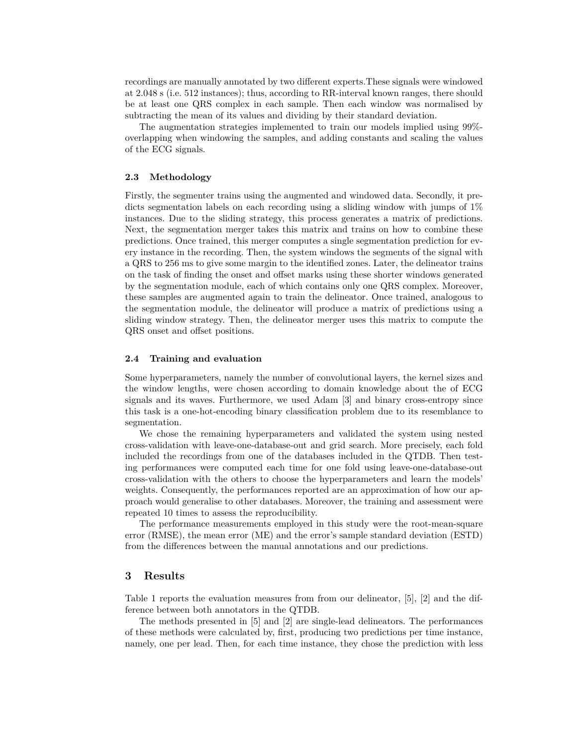recordings are manually annotated by two different experts.These signals were windowed at 2.048 s (i.e. 512 instances); thus, according to RR-interval known ranges, there should be at least one QRS complex in each sample. Then each window was normalised by subtracting the mean of its values and dividing by their standard deviation.

The augmentation strategies implemented to train our models implied using 99%-overlapping when windowing the samples, and adding constants and scaling the values of the ECG signals.

### 2.3 Methodology

Firstly, the segmenter trains using the augmented and windowed data. Secondly, it predicts segmentation labels on each recording using a sliding window with jumps of 1% instances. Due to the sliding strategy, this process generates a matrix of predictions. Next, the segmentation merger takes this matrix and trains on how to combine these predictions. Once trained, this merger computes a single segmentation prediction for every instance in the recording. Then, the system windows the segments of the signal with a QRS to 256 ms to give some margin to the identified zones. Later, the delineator trains on the task of finding the onset and offset marks using these shorter windows generated by the segmentation module, each of which contains only one QRS complex. Moreover, these samples are augmented again to train the delineator. Once trained, analogous to the segmentation module, the delineator will produce a matrix of predictions using a sliding window strategy. Then, the delineator merger uses this matrix to compute the QRS onset and offset positions.

### 2.4 Training and evaluation

Some hyperparameters, namely the number of convolutional layers, the kernel sizes and the window lengths, were chosen according to domain knowledge about the of ECG signals and its waves. Furthermore, we used Adam [3] and binary cross-entropy since this task is a one-hot-encoding binary classification problem due to its resemblance to segmentation.

We chose the remaining hyperparameters and validated the system using nested cross-validation with leave-one-database-out and grid search. More precisely, each fold included the recordings from one of the databases included in the QTDB. Then testing performances were computed each time for one fold using leave-one-database-out cross-validation with the others to choose the hyperparameters and learn the models' weights. Consequently, the performances reported are an approximation of how our approach would generalise to other databases. Moreover, the training and assessment were repeated 10 times to assess the reproducibility.

The performance measurements employed in this study were the root-mean-square error (RMSE), the mean error (ME) and the error's sample standard deviation (ESTD) from the differences between the manual annotations and our predictions.

## 3 Results

Table 1 reports the evaluation measures from from our delineator, [5], [2] and the difference between both annotators in the QTDB.

The methods presented in [5] and [2] are single-lead delineators. The performances of these methods were calculated by, first, producing two predictions per time instance, namely, one per lead. Then, for each time instance, they chose the prediction with less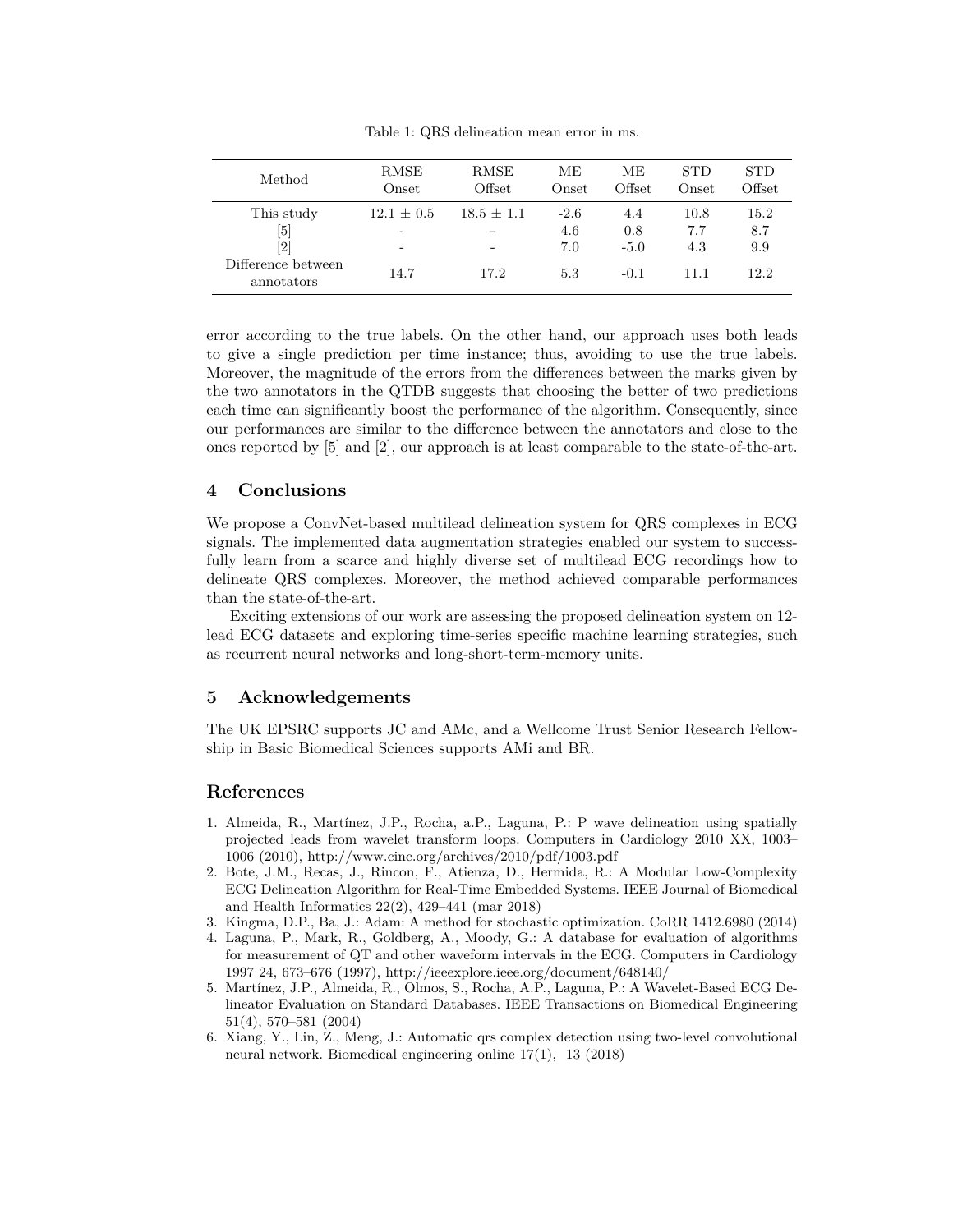Table 1: QRS delineation mean error in ms.

| Method | RMSE Onset | RMSE Offset | ME Onset | ME Offset | STD Onset | STD Offset |
|---|---|---|---|---|---|---|
| This study | $12.1 \pm 0.5$ | $18.5 \pm 1.1$ | -2.6 | 4.4 | 10.8 | 15.2 |
| [5] | - | - | 4.6 | 0.8 | 7.7 | 8.7 |
| [2] | - | - | 7.0 | -5.0 | 4.3 | 9.9 |
| Difference between annotators | 14.7 | 17.2 | 5.3 | -0.1 | 11.1 | 12.2 |

error according to the true labels. On the other hand, our approach uses both leads to give a single prediction per time instance; thus, avoiding to use the true labels. Moreover, the magnitude of the errors from the differences between the marks given by the two annotators in the QTDB suggests that choosing the better of two predictions each time can significantly boost the performance of the algorithm. Consequently, since our performances are similar to the difference between the annotators and close to the ones reported by [5] and [2], our approach is at least comparable to the state-of-the-art.

## 4 Conclusions

We propose a ConvNet-based multilead delineation system for QRS complexes in ECG signals. The implemented data augmentation strategies enabled our system to successfully learn from a scarce and highly diverse set of multilead ECG recordings how to delineate QRS complexes. Moreover, the method achieved comparable performances than the state-of-the-art.

Exciting extensions of our work are assessing the proposed delineation system on 12-lead ECG datasets and exploring time-series specific machine learning strategies, such as recurrent neural networks and long-short-term-memory units.

## 5 Acknowledgements

The UK EPSRC supports JC and AMc, and a Wellcome Trust Senior Research Fellowship in Basic Biomedical Sciences supports AMi and BR.

## References

1. Almeida, R., Martínez, J.P., Rocha, a.P., Laguna, P.: P wave delineation using spatially projected leads from wavelet transform loops. Computers in Cardiology 2010 XX, 1003–1006 (2010), http://www.cinc.org/archives/2010/pdf/1003.pdf
2. Bote, J.M., Recas, J., Rincon, F., Atienza, D., Hermida, R.: A Modular Low-Complexity ECG Delineation Algorithm for Real-Time Embedded Systems. IEEE Journal of Biomedical and Health Informatics 22(2), 429–441 (mar 2018)
3. Kingma, D.P., Ba, J.: Adam: A method for stochastic optimization. CoRR 1412.6980 (2014)
4. Laguna, P., Mark, R., Goldberg, A., Moody, G.: A database for evaluation of algorithms for measurement of QT and other waveform intervals in the ECG. Computers in Cardiology 1997 24, 673–676 (1997), http://ieeexplore.ieee.org/document/648140/
5. Martínez, J.P., Almeida, R., Olmos, S., Rocha, A.P., Laguna, P.: A Wavelet-Based ECG Delineator Evaluation on Standard Databases. IEEE Transactions on Biomedical Engineering 51(4), 570–581 (2004)
6. Xiang, Y., Lin, Z., Meng, J.: Automatic qrs complex detection using two-level convolutional neural network. Biomedical engineering online 17(1), 13 (2018)